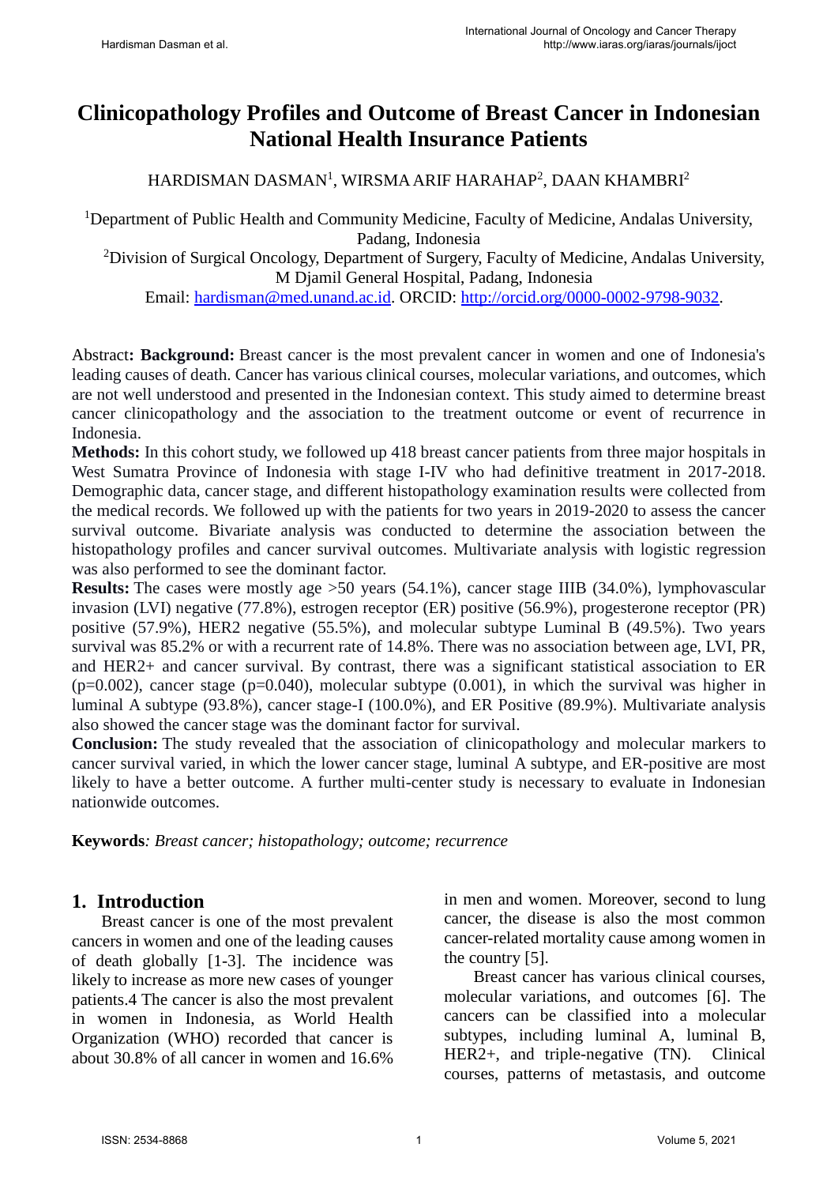# Clinicopathology Profiles and Outcome of Breast Cancer in Indonesian National Health Insurance Patients

HARDISMAN DASMAN[1], WIRSMA ARIF HARAHAP[2], DAAN KHAMBRI[2]

[1]Department of Public Health and Community Medicine, Faculty of Medicine, Andalas University, Padang, Indonesia

[2]Division of Surgical Oncology, Department of Surgery, Faculty of Medicine, Andalas University, M Djamil General Hospital, Padang, Indonesia

Email: hardisman@med.unand.ac.id. ORCID: http://orcid.org/0000-0002-9798-9032.

Abstract**: Background:** Breast cancer is the most prevalent cancer in women and one of Indonesia's leading causes of death. Cancer has various clinical courses, molecular variations, and outcomes, which are not well understood and presented in the Indonesian context. This study aimed to determine breast cancer clinicopathology and the association to the treatment outcome or event of recurrence in Indonesia.

**Methods:** In this cohort study, we followed up 418 breast cancer patients from three major hospitals in West Sumatra Province of Indonesia with stage I-IV who had definitive treatment in 2017-2018. Demographic data, cancer stage, and different histopathology examination results were collected from the medical records. We followed up with the patients for two years in 2019-2020 to assess the cancer survival outcome. Bivariate analysis was conducted to determine the association between the histopathology profiles and cancer survival outcomes. Multivariate analysis with logistic regression was also performed to see the dominant factor.

**Results:** The cases were mostly age >50 years (54.1%), cancer stage IIIB (34.0%), lymphovascular invasion (LVI) negative (77.8%), estrogen receptor (ER) positive (56.9%), progesterone receptor (PR) positive (57.9%), HER2 negative (55.5%), and molecular subtype Luminal B (49.5%). Two years survival was 85.2% or with a recurrent rate of 14.8%. There was no association between age, LVI, PR, and HER2+ and cancer survival. By contrast, there was a significant statistical association to ER (p=0.002), cancer stage (p=0.040), molecular subtype (0.001), in which the survival was higher in luminal A subtype (93.8%), cancer stage-I (100.0%), and ER Positive (89.9%). Multivariate analysis also showed the cancer stage was the dominant factor for survival.

**Conclusion:** The study revealed that the association of clinicopathology and molecular markers to cancer survival varied, in which the lower cancer stage, luminal A subtype, and ER-positive are most likely to have a better outcome. A further multi-center study is necessary to evaluate in Indonesian nationwide outcomes.

**Keywords**: *Breast cancer; histopathology; outcome; recurrence*

## 1. Introduction

Breast cancer is one of the most prevalent cancers in women and one of the leading causes of death globally [1-3]. The incidence was likely to increase as more new cases of younger patients.4 The cancer is also the most prevalent in women in Indonesia, as World Health Organization (WHO) recorded that cancer is about 30.8% of all cancer in women and 16.6% in men and women. Moreover, second to lung cancer, the disease is also the most common cancer-related mortality cause among women in the country [5].

Breast cancer has various clinical courses, molecular variations, and outcomes [6]. The cancers can be classified into a molecular subtypes, including luminal A, luminal B, HER2+, and triple-negative (TN). Clinical courses, patterns of metastasis, and outcome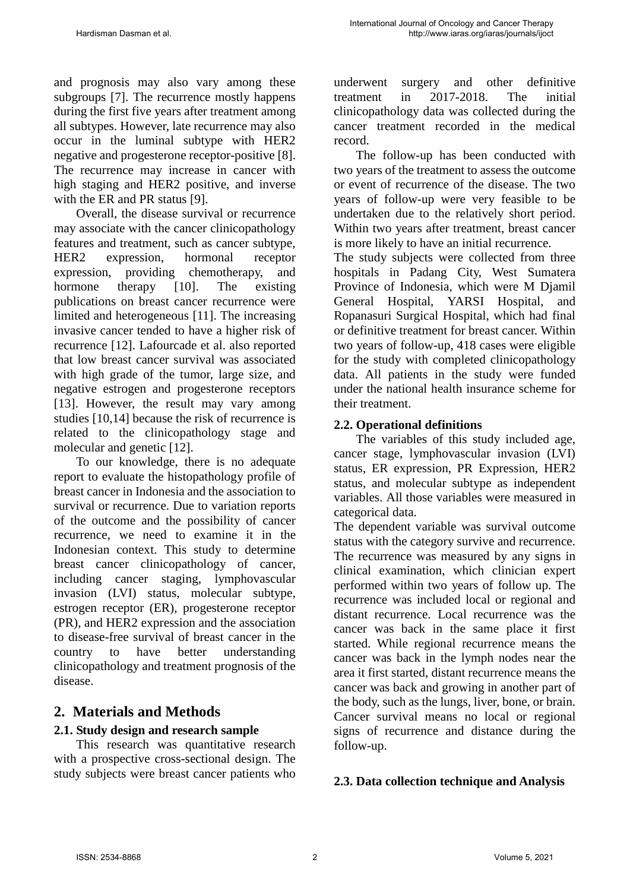and prognosis may also vary among these subgroups [7]. The recurrence mostly happens during the first five years after treatment among all subtypes. However, late recurrence may also occur in the luminal subtype with HER2 negative and progesterone receptor-positive [8]. The recurrence may increase in cancer with high staging and HER2 positive, and inverse with the ER and PR status [9].

Overall, the disease survival or recurrence may associate with the cancer clinicopathology features and treatment, such as cancer subtype, HER2 expression, hormonal receptor expression, providing chemotherapy, and hormone therapy [10]. The existing publications on breast cancer recurrence were limited and heterogeneous [11]. The increasing invasive cancer tended to have a higher risk of recurrence [12]. Lafourcade et al. also reported that low breast cancer survival was associated with high grade of the tumor, large size, and negative estrogen and progesterone receptors [13]. However, the result may vary among studies [10,14] because the risk of recurrence is related to the clinicopathology stage and molecular and genetic [12].

To our knowledge, there is no adequate report to evaluate the histopathology profile of breast cancer in Indonesia and the association to survival or recurrence. Due to variation reports of the outcome and the possibility of cancer recurrence, we need to examine it in the Indonesian context. This study to determine breast cancer clinicopathology of cancer, including cancer staging, lymphovascular invasion (LVI) status, molecular subtype, estrogen receptor (ER), progesterone receptor (PR), and HER2 expression and the association to disease-free survival of breast cancer in the country to have better understanding clinicopathology and treatment prognosis of the disease.

## 2. Materials and Methods

### 2.1. Study design and research sample

This research was quantitative research with a prospective cross-sectional design. The study subjects were breast cancer patients who underwent surgery and other definitive treatment in 2017-2018. The initial clinicopathology data was collected during the cancer treatment recorded in the medical record.

The follow-up has been conducted with two years of the treatment to assess the outcome or event of recurrence of the disease. The two years of follow-up were very feasible to be undertaken due to the relatively short period. Within two years after treatment, breast cancer is more likely to have an initial recurrence.

The study subjects were collected from three hospitals in Padang City, West Sumatera Province of Indonesia, which were M Djamil General Hospital, YARSI Hospital, and Ropanasuri Surgical Hospital, which had final or definitive treatment for breast cancer. Within two years of follow-up, 418 cases were eligible for the study with completed clinicopathology data. All patients in the study were funded under the national health insurance scheme for their treatment.

### 2.2. Operational definitions

The variables of this study included age, cancer stage, lymphovascular invasion (LVI) status, ER expression, PR Expression, HER2 status, and molecular subtype as independent variables. All those variables were measured in categorical data.

The dependent variable was survival outcome status with the category survive and recurrence. The recurrence was measured by any signs in clinical examination, which clinician expert performed within two years of follow up. The recurrence was included local or regional and distant recurrence. Local recurrence was the cancer was back in the same place it first started. While regional recurrence means the cancer was back in the lymph nodes near the area it first started, distant recurrence means the cancer was back and growing in another part of the body, such as the lungs, liver, bone, or brain. Cancer survival means no local or regional signs of recurrence and distance during the follow-up.

### 2.3. Data collection technique and Analysis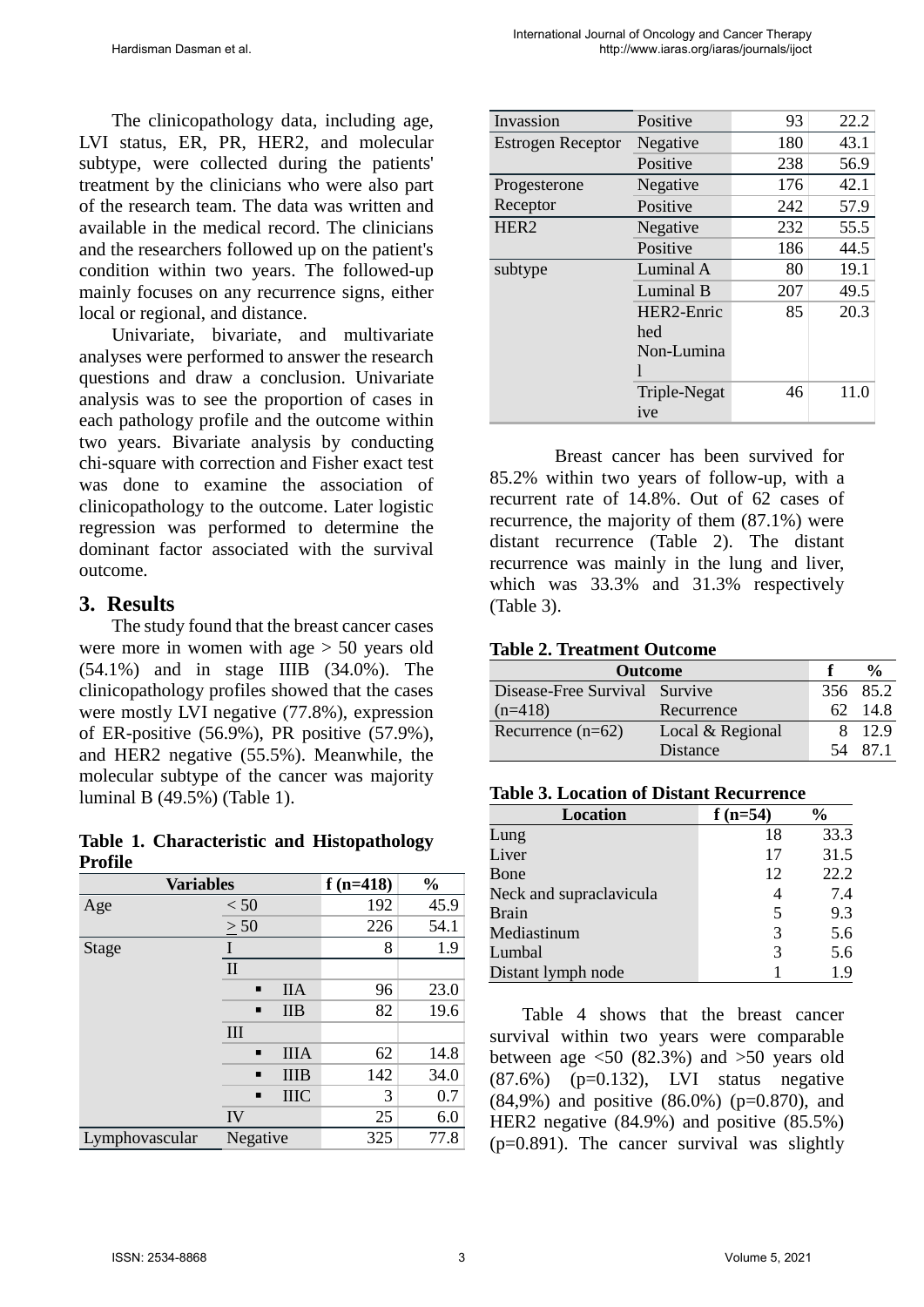The clinicopathology data, including age, LVI status, ER, PR, HER2, and molecular subtype, were collected during the patients' treatment by the clinicians who were also part of the research team. The data was written and available in the medical record. The clinicians and the researchers followed up on the patient's condition within two years. The followed-up mainly focuses on any recurrence signs, either local or regional, and distance.

Univariate, bivariate, and multivariate analyses were performed to answer the research questions and draw a conclusion. Univariate analysis was to see the proportion of cases in each pathology profile and the outcome within two years. Bivariate analysis by conducting chi-square with correction and Fisher exact test was done to examine the association of clinicopathology to the outcome. Later logistic regression was performed to determine the dominant factor associated with the survival outcome.

## 3. Results

The study found that the breast cancer cases were more in women with age > 50 years old (54.1%) and in stage IIIB (34.0%). The clinicopathology profiles showed that the cases were mostly LVI negative (77.8%), expression of ER-positive (56.9%), PR positive (57.9%), and HER2 negative (55.5%). Meanwhile, the molecular subtype of the cancer was majority luminal B (49.5%) (Table 1).

**Table 1. Characteristic and Histopathology Profile**

| Variables | | f (n=418) | % |
|---|---|---|---|
| Age | < 50 | 192 | 45.9 |
| | ≥ 50 | 226 | 54.1 |
| Stage | I | 8 | 1.9 |
| | II | | |
| | ▪ IIA | 96 | 23.0 |
| | ▪ IIB | 82 | 19.6 |
| | III | | |
| | ▪ IIIA | 62 | 14.8 |
| | ▪ IIIB | 142 | 34.0 |
| | ▪ IIIC | 3 | 0.7 |
| | IV | 25 | 6.0 |
| Lymphovascular Invassion | Negative | 325 | 77.8 |
| | Positive | 93 | 22.2 |
| Estrogen Receptor | Negative | 180 | 43.1 |
| | Positive | 238 | 56.9 |
| Progesterone Receptor | Negative | 176 | 42.1 |
| | Positive | 242 | 57.9 |
| HER2 | Negative | 232 | 55.5 |
| | Positive | 186 | 44.5 |
| subtype | Luminal A | 80 | 19.1 |
| | Luminal B | 207 | 49.5 |
| | HER2-Enriched Non-Luminal | 85 | 20.3 |
| | Triple-Negative | 46 | 11.0 |

Breast cancer has been survived for 85.2% within two years of follow-up, with a recurrent rate of 14.8%. Out of 62 cases of recurrence, the majority of them (87.1%) were distant recurrence (Table 2). The distant recurrence was mainly in the lung and liver, which was 33.3% and 31.3% respectively (Table 3).

**Table 2. Treatment Outcome**

| Outcome | | f | % |
|---|---|---|---|
| Disease-Free Survival (n=418) | Survive | 356 | 85.2 |
| | Recurrence | 62 | 14.8 |
| Recurrence (n=62) | Local & Regional | 8 | 12.9 |
| | Distance | 54 | 87.1 |

**Table 3. Location of Distant Recurrence**

| Location | f (n=54) | % |
|---|---|---|
| Lung | 18 | 33.3 |
| Liver | 17 | 31.5 |
| Bone | 12 | 22.2 |
| Neck and supraclavicula | 4 | 7.4 |
| Brain | 5 | 9.3 |
| Mediastinum | 3 | 5.6 |
| Lumbal | 3 | 5.6 |
| Distant lymph node | 1 | 1.9 |

Table 4 shows that the breast cancer survival within two years were comparable between age <50 (82.3%) and >50 years old (87.6%) (p=0.132), LVI status negative (84,9%) and positive (86.0%) (p=0.870), and HER2 negative (84.9%) and positive (85.5%) (p=0.891). The cancer survival was slightly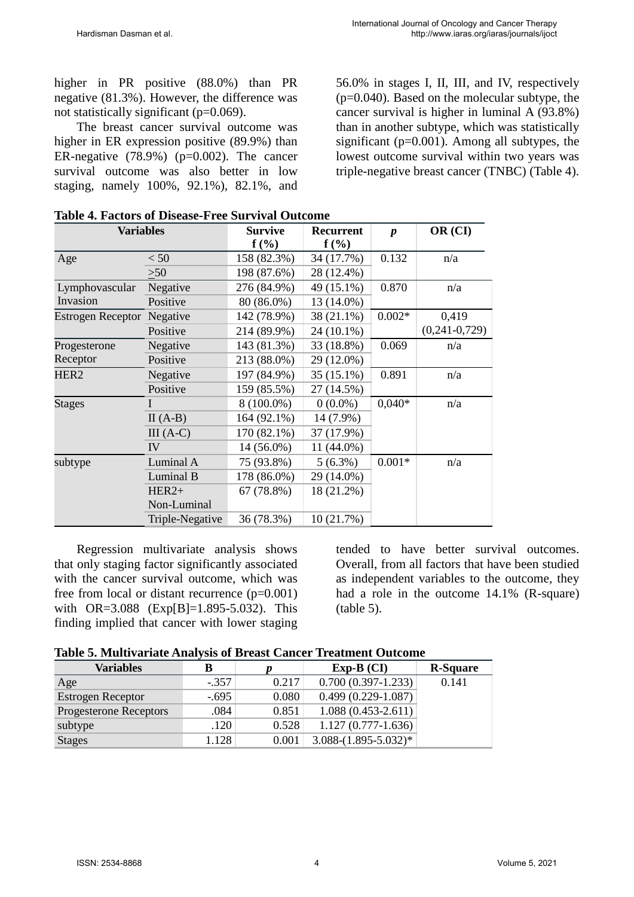higher in PR positive (88.0%) than PR negative (81.3%). However, the difference was not statistically significant (p=0.069).

The breast cancer survival outcome was higher in ER expression positive (89.9%) than ER-negative (78.9%) (p=0.002). The cancer survival outcome was also better in low staging, namely 100%, 92.1%), 82.1%, and 56.0% in stages I, II, III, and IV, respectively (p=0.040). Based on the molecular subtype, the cancer survival is higher in luminal A (93.8%) than in another subtype, which was statistically significant (p=0.001). Among all subtypes, the lowest outcome survival within two years was triple-negative breast cancer (TNBC) (Table 4).

**Table 4. Factors of Disease-Free Survival Outcome**

| Variables | | Survive f (%) | Recurrent f (%) | *p* | OR (CI) |
|---|---|---|---|---|---|
| Age | < 50 | 158 (82.3%) | 34 (17.7%) | 0.132 | n/a |
| | ≥50 | 198 (87.6%) | 28 (12.4%) | | |
| Lymphovascular Invasion | Negative | 276 (84.9%) | 49 (15.1%) | 0.870 | n/a |
| | Positive | 80 (86.0%) | 13 (14.0%) | | |
| Estrogen Receptor | Negative | 142 (78.9%) | 38 (21.1%) | 0.002* | 0,419 (0,241-0,729) |
| | Positive | 214 (89.9%) | 24 (10.1%) | | |
| Progesterone Receptor | Negative | 143 (81.3%) | 33 (18.8%) | 0.069 | n/a |
| | Positive | 213 (88.0%) | 29 (12.0%) | | |
| HER2 | Negative | 197 (84.9%) | 35 (15.1%) | 0.891 | n/a |
| | Positive | 159 (85.5%) | 27 (14.5%) | | |
| Stages | I | 8 (100.0%) | 0 (0.0%) | 0,040* | n/a |
| | II (A-B) | 164 (92.1%) | 14 (7.9%) | | |
| | III (A-C) | 170 (82.1%) | 37 (17.9%) | | |
| | IV | 14 (56.0%) | 11 (44.0%) | | |
| subtype | Luminal A | 75 (93.8%) | 5 (6.3%) | 0.001* | n/a |
| | Luminal B | 178 (86.0%) | 29 (14.0%) | | |
| | HER2+ Non-Luminal | 67 (78.8%) | 18 (21.2%) | | |
| | Triple-Negative | 36 (78.3%) | 10 (21.7%) | | |

Regression multivariate analysis shows that only staging factor significantly associated with the cancer survival outcome, which was free from local or distant recurrence (p=0.001) with OR=3.088 (Exp[B]=1.895-5.032). This finding implied that cancer with lower staging tended to have better survival outcomes. Overall, from all factors that have been studied as independent variables to the outcome, they had a role in the outcome 14.1% (R-square) (table 5).

**Table 5. Multivariate Analysis of Breast Cancer Treatment Outcome**

| Variables | B | *p* | Exp-B (CI) | R-Square |
|---|---|---|---|---|
| Age | -.357 | 0.217 | 0.700 (0.397-1.233) | 0.141 |
| Estrogen Receptor | -.695 | 0.080 | 0.499 (0.229-1.087) | |
| Progesterone Receptors | .084 | 0.851 | 1.088 (0.453-2.611) | |
| subtype | .120 | 0.528 | 1.127 (0.777-1.636) | |
| Stages | 1.128 | 0.001 | 3.088-(1.895-5.032)* | |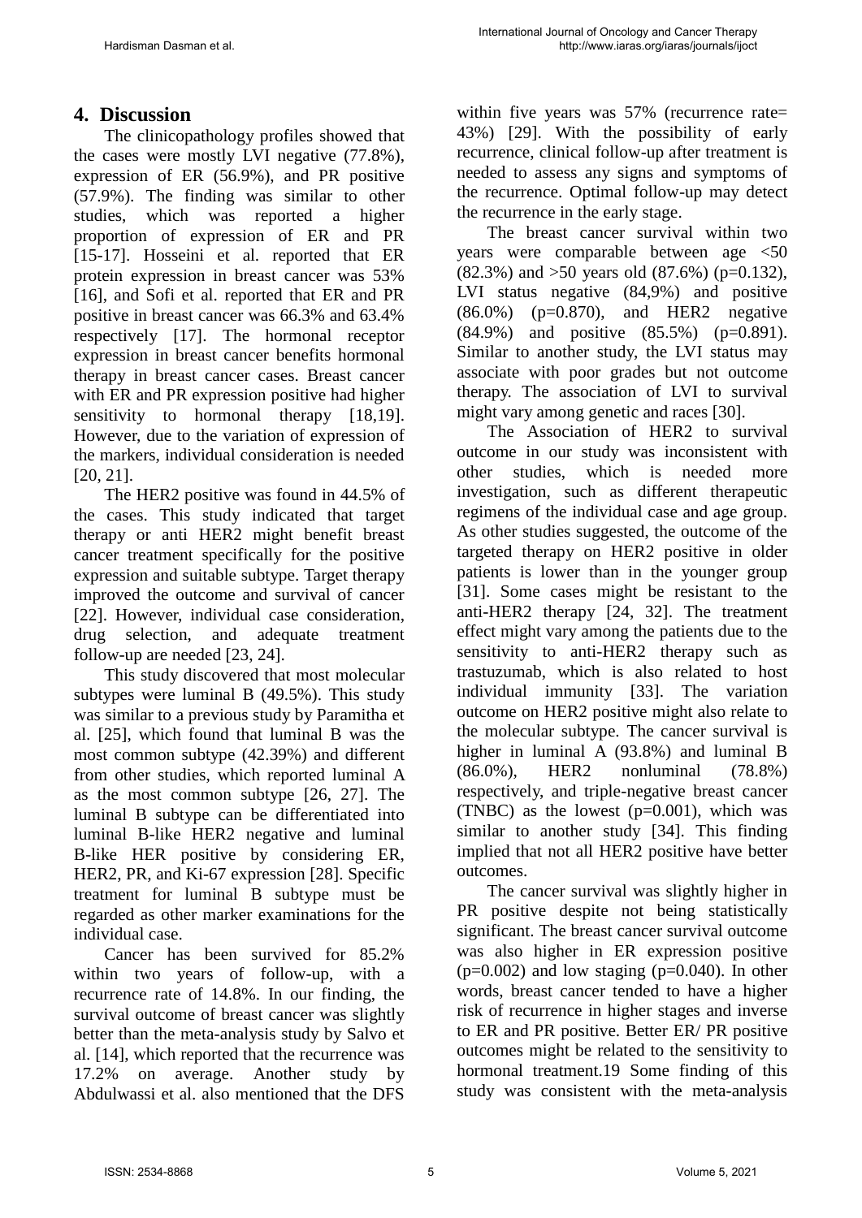## 4. Discussion

The clinicopathology profiles showed that the cases were mostly LVI negative (77.8%), expression of ER (56.9%), and PR positive (57.9%). The finding was similar to other studies, which was reported a higher proportion of expression of ER and PR [15-17]. Hosseini et al. reported that ER protein expression in breast cancer was 53% [16], and Sofi et al. reported that ER and PR positive in breast cancer was 66.3% and 63.4% respectively [17]. The hormonal receptor expression in breast cancer benefits hormonal therapy in breast cancer cases. Breast cancer with ER and PR expression positive had higher sensitivity to hormonal therapy [18,19]. However, due to the variation of expression of the markers, individual consideration is needed [20, 21].

The HER2 positive was found in 44.5% of the cases. This study indicated that target therapy or anti HER2 might benefit breast cancer treatment specifically for the positive expression and suitable subtype. Target therapy improved the outcome and survival of cancer [22]. However, individual case consideration, drug selection, and adequate treatment follow-up are needed [23, 24].

This study discovered that most molecular subtypes were luminal B (49.5%). This study was similar to a previous study by Paramitha et al. [25], which found that luminal B was the most common subtype (42.39%) and different from other studies, which reported luminal A as the most common subtype [26, 27]. The luminal B subtype can be differentiated into luminal B-like HER2 negative and luminal B-like HER positive by considering ER, HER2, PR, and Ki-67 expression [28]. Specific treatment for luminal B subtype must be regarded as other marker examinations for the individual case.

Cancer has been survived for 85.2% within two years of follow-up, with a recurrence rate of 14.8%. In our finding, the survival outcome of breast cancer was slightly better than the meta-analysis study by Salvo et al. [14], which reported that the recurrence was 17.2% on average. Another study by Abdulwassi et al. also mentioned that the DFS within five years was 57% (recurrence rate= 43%) [29]. With the possibility of early recurrence, clinical follow-up after treatment is needed to assess any signs and symptoms of the recurrence. Optimal follow-up may detect the recurrence in the early stage.

The breast cancer survival within two years were comparable between age <50 (82.3%) and >50 years old (87.6%) (p=0.132), LVI status negative (84,9%) and positive (86.0%) (p=0.870), and HER2 negative (84.9%) and positive (85.5%) (p=0.891). Similar to another study, the LVI status may associate with poor grades but not outcome therapy. The association of LVI to survival might vary among genetic and races [30].

The Association of HER2 to survival outcome in our study was inconsistent with other studies, which is needed more investigation, such as different therapeutic regimens of the individual case and age group. As other studies suggested, the outcome of the targeted therapy on HER2 positive in older patients is lower than in the younger group [31]. Some cases might be resistant to the anti-HER2 therapy [24, 32]. The treatment effect might vary among the patients due to the sensitivity to anti-HER2 therapy such as trastuzumab, which is also related to host individual immunity [33]. The variation outcome on HER2 positive might also relate to the molecular subtype. The cancer survival is higher in luminal A (93.8%) and luminal B (86.0%), HER2 nonluminal (78.8%) respectively, and triple-negative breast cancer (TNBC) as the lowest (p=0.001), which was similar to another study [34]. This finding implied that not all HER2 positive have better outcomes.

The cancer survival was slightly higher in PR positive despite not being statistically significant. The breast cancer survival outcome was also higher in ER expression positive (p=0.002) and low staging (p=0.040). In other words, breast cancer tended to have a higher risk of recurrence in higher stages and inverse to ER and PR positive. Better ER/ PR positive outcomes might be related to the sensitivity to hormonal treatment.19 Some finding of this study was consistent with the meta-analysis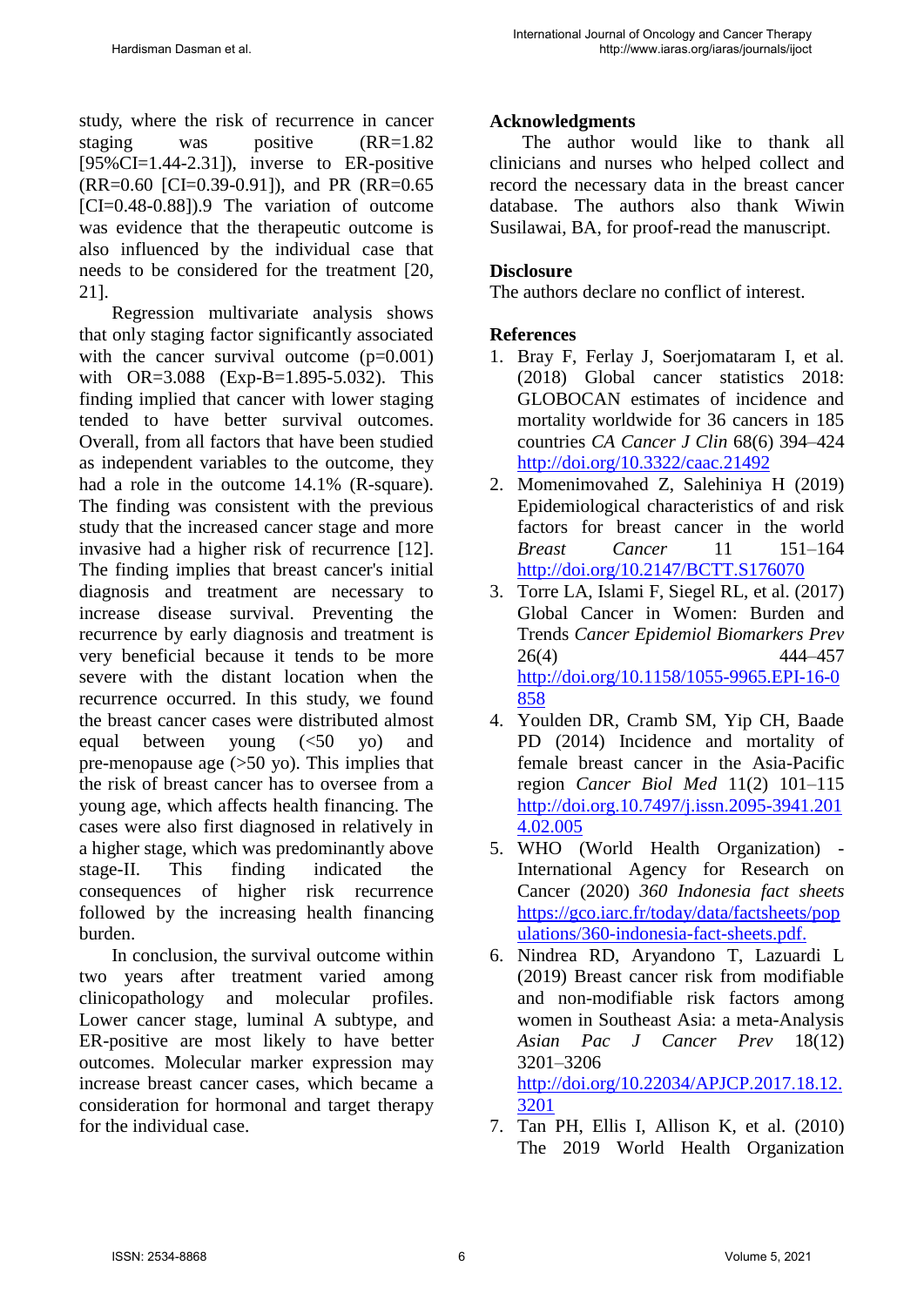study, where the risk of recurrence in cancer staging was positive (RR=1.82 [95%CI=1.44-2.31]), inverse to ER-positive (RR=0.60 [CI=0.39-0.91]), and PR (RR=0.65 [CI=0.48-0.88]).9 The variation of outcome was evidence that the therapeutic outcome is also influenced by the individual case that needs to be considered for the treatment [20, 21].

Regression multivariate analysis shows that only staging factor significantly associated with the cancer survival outcome (p=0.001) with OR=3.088 (Exp-B=1.895-5.032). This finding implied that cancer with lower staging tended to have better survival outcomes. Overall, from all factors that have been studied as independent variables to the outcome, they had a role in the outcome 14.1% (R-square). The finding was consistent with the previous study that the increased cancer stage and more invasive had a higher risk of recurrence [12]. The finding implies that breast cancer's initial diagnosis and treatment are necessary to increase disease survival. Preventing the recurrence by early diagnosis and treatment is very beneficial because it tends to be more severe with the distant location when the recurrence occurred. In this study, we found the breast cancer cases were distributed almost equal between young (<50 yo) and pre-menopause age (>50 yo). This implies that the risk of breast cancer has to oversee from a young age, which affects health financing. The cases were also first diagnosed in relatively in a higher stage, which was predominantly above stage-II. This finding indicated the consequences of higher risk recurrence followed by the increasing health financing burden.

In conclusion, the survival outcome within two years after treatment varied among clinicopathology and molecular profiles. Lower cancer stage, luminal A subtype, and ER-positive are most likely to have better outcomes. Molecular marker expression may increase breast cancer cases, which became a consideration for hormonal and target therapy for the individual case.

## Acknowledgments

The author would like to thank all clinicians and nurses who helped collect and record the necessary data in the breast cancer database. The authors also thank Wiwin Susilawai, BA, for proof-read the manuscript.

## Disclosure

The authors declare no conflict of interest.

## References

1. Bray F, Ferlay J, Soerjomataram I, et al. (2018) Global cancer statistics 2018: GLOBOCAN estimates of incidence and mortality worldwide for 36 cancers in 185 countries *CA Cancer J Clin* 68(6) 394–424 http://doi.org/10.3322/caac.21492
2. Momenimovahed Z, Salehiniya H (2019) Epidemiological characteristics of and risk factors for breast cancer in the world *Breast Cancer* 11 151–164 http://doi.org/10.2147/BCTT.S176070
3. Torre LA, Islami F, Siegel RL, et al. (2017) Global Cancer in Women: Burden and Trends *Cancer Epidemiol Biomarkers Prev* 26(4) 444–457 http://doi.org/10.1158/1055-9965.EPI-16-0858
4. Youlden DR, Cramb SM, Yip CH, Baade PD (2014) Incidence and mortality of female breast cancer in the Asia-Pacific region *Cancer Biol Med* 11(2) 101–115 http://doi.org/10.7497/j.issn.2095-3941.2014.02.005
5. WHO (World Health Organization) - International Agency for Research on Cancer (2020) *360 Indonesia fact sheets* https://gco.iarc.fr/today/data/factsheets/populations/360-indonesia-fact-sheets.pdf.
6. Nindrea RD, Aryandono T, Lazuardi L (2019) Breast cancer risk from modifiable and non-modifiable risk factors among women in Southeast Asia: a meta-Analysis *Asian Pac J Cancer Prev* 18(12) 3201–3206 http://doi.org/10.22034/APJCP.2017.18.12.3201
7. Tan PH, Ellis I, Allison K, et al. (2010) The 2019 World Health Organization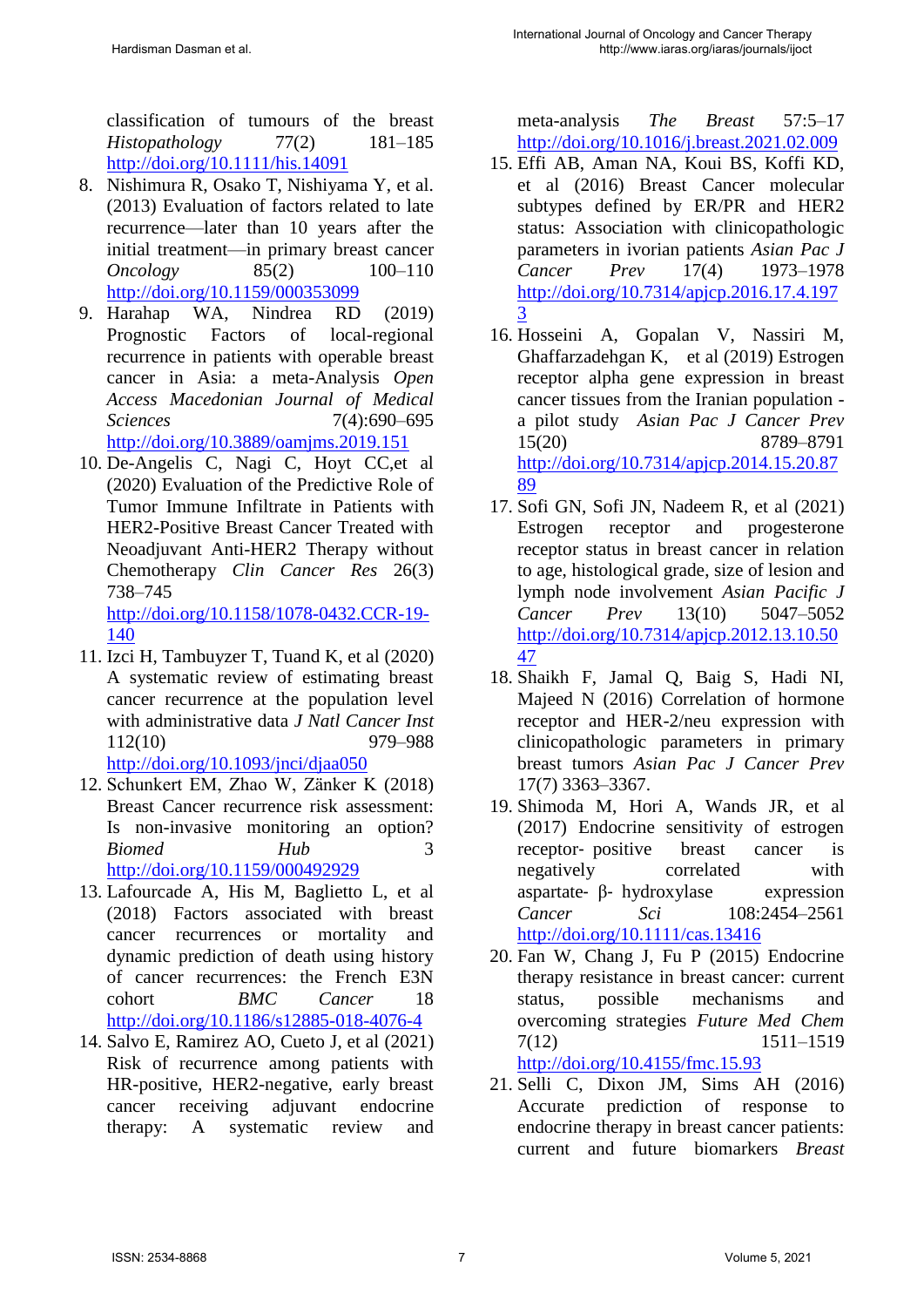classification of tumours of the breast *Histopathology* 77(2) 181–185 http://doi.org/10.1111/his.14091

8. Nishimura R, Osako T, Nishiyama Y, et al. (2013) Evaluation of factors related to late recurrence—later than 10 years after the initial treatment—in primary breast cancer *Oncology* 85(2) 100–110 http://doi.org/10.1159/000353099
9. Harahap WA, Nindrea RD (2019) Prognostic Factors of local-regional recurrence in patients with operable breast cancer in Asia: a meta-Analysis *Open Access Macedonian Journal of Medical Sciences* 7(4):690–695 http://doi.org/10.3889/oamjms.2019.151
10. De-Angelis C, Nagi C, Hoyt CC,et al (2020) Evaluation of the Predictive Role of Tumor Immune Infiltrate in Patients with HER2-Positive Breast Cancer Treated with Neoadjuvant Anti-HER2 Therapy without Chemotherapy *Clin Cancer Res* 26(3) 738–745 http://doi.org/10.1158/1078-0432.CCR-19-140
11. Izci H, Tambuyzer T, Tuand K, et al (2020) A systematic review of estimating breast cancer recurrence at the population level with administrative data *J Natl Cancer Inst* 112(10) 979–988 http://doi.org/10.1093/jnci/djaa050
12. Schunkert EM, Zhao W, Zänker K (2018) Breast Cancer recurrence risk assessment: Is non-invasive monitoring an option? *Biomed Hub* 3 http://doi.org/10.1159/000492929
13. Lafourcade A, His M, Baglietto L, et al (2018) Factors associated with breast cancer recurrences or mortality and dynamic prediction of death using history of cancer recurrences: the French E3N cohort *BMC Cancer* 18 http://doi.org/10.1186/s12885-018-4076-4
14. Salvo E, Ramirez AO, Cueto J, et al (2021) Risk of recurrence among patients with HR-positive, HER2-negative, early breast cancer receiving adjuvant endocrine therapy: A systematic review and meta-analysis *The Breast* 57:5–17 http://doi.org/10.1016/j.breast.2021.02.009
15. Effi AB, Aman NA, Koui BS, Koffi KD, et al (2016) Breast Cancer molecular subtypes defined by ER/PR and HER2 status: Association with clinicopathologic parameters in ivorian patients *Asian Pac J Cancer Prev* 17(4) 1973–1978 http://doi.org/10.7314/apjcp.2016.17.4.1973
16. Hosseini A, Gopalan V, Nassiri M, Ghaffarzadehgan K, et al (2019) Estrogen receptor alpha gene expression in breast cancer tissues from the Iranian population - a pilot study *Asian Pac J Cancer Prev* 15(20) 8789–8791 http://doi.org/10.7314/apjcp.2014.15.20.8789
17. Sofi GN, Sofi JN, Nadeem R, et al (2021) Estrogen receptor and progesterone receptor status in breast cancer in relation to age, histological grade, size of lesion and lymph node involvement *Asian Pacific J Cancer Prev* 13(10) 5047–5052 http://doi.org/10.7314/apjcp.2012.13.10.5047
18. Shaikh F, Jamal Q, Baig S, Hadi NI, Majeed N (2016) Correlation of hormone receptor and HER-2/neu expression with clinicopathologic parameters in primary breast tumors *Asian Pac J Cancer Prev* 17(7) 3363–3367.
19. Shimoda M, Hori A, Wands JR, et al (2017) Endocrine sensitivity of estrogen receptor- positive breast cancer is negatively correlated with aspartate- β- hydroxylase expression *Cancer Sci* 108:2454–2561 http://doi.org/10.1111/cas.13416
20. Fan W, Chang J, Fu P (2015) Endocrine therapy resistance in breast cancer: current status, possible mechanisms and overcoming strategies *Future Med Chem* 7(12) 1511–1519 http://doi.org/10.4155/fmc.15.93
21. Selli C, Dixon JM, Sims AH (2016) Accurate prediction of response to endocrine therapy in breast cancer patients: current and future biomarkers *Breast*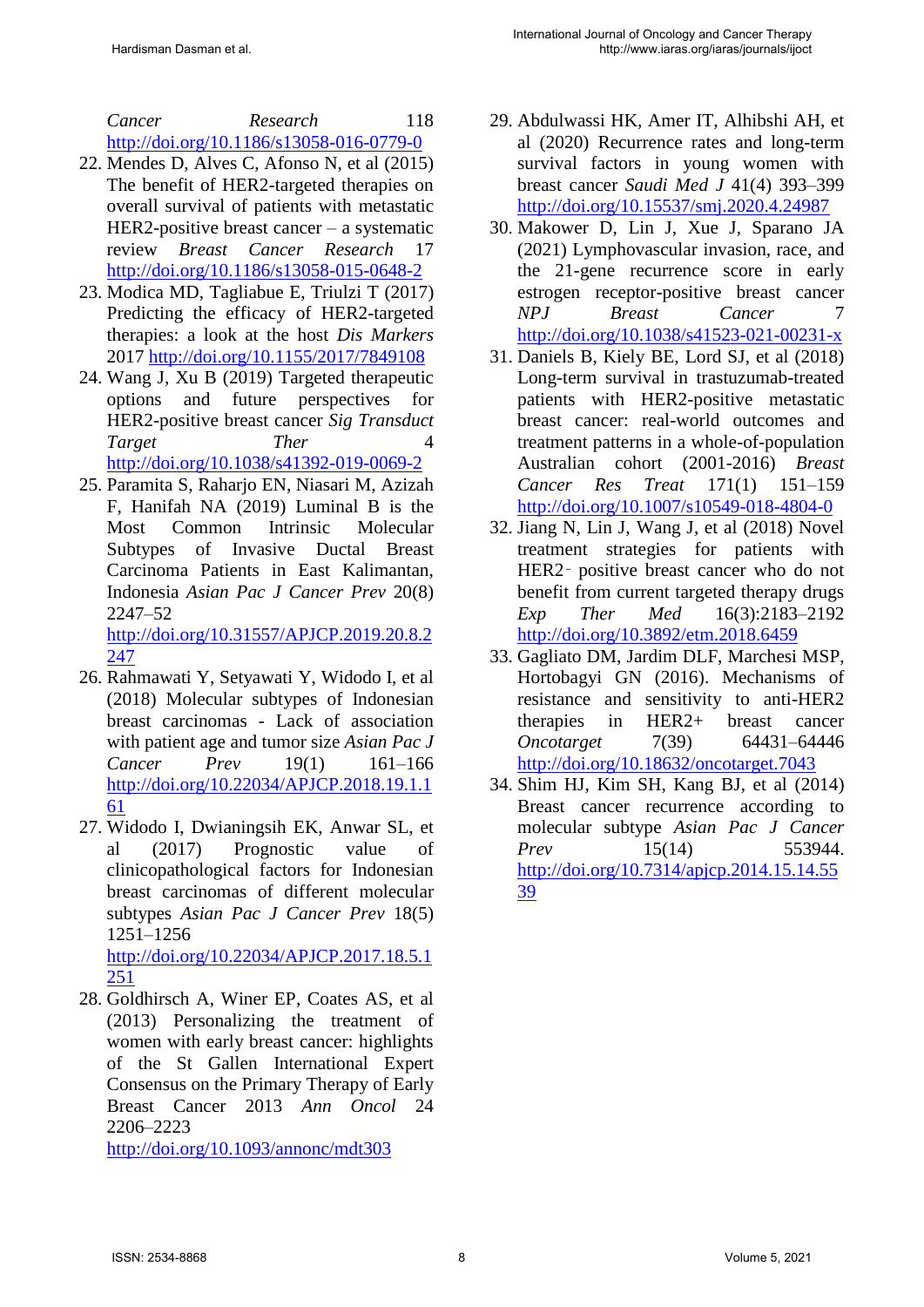*Cancer Research* 118 http://doi.org/10.1186/s13058-016-0779-0

22. Mendes D, Alves C, Afonso N, et al (2015) The benefit of HER2-targeted therapies on overall survival of patients with metastatic HER2-positive breast cancer – a systematic review *Breast Cancer Research* 17 http://doi.org/10.1186/s13058-015-0648-2
23. Modica MD, Tagliabue E, Triulzi T (2017) Predicting the efficacy of HER2-targeted therapies: a look at the host *Dis Markers* 2017 http://doi.org/10.1155/2017/7849108
24. Wang J, Xu B (2019) Targeted therapeutic options and future perspectives for HER2-positive breast cancer *Sig Transduct Target Ther* 4 http://doi.org/10.1038/s41392-019-0069-2
25. Paramita S, Raharjo EN, Niasari M, Azizah F, Hanifah NA (2019) Luminal B is the Most Common Intrinsic Molecular Subtypes of Invasive Ductal Breast Carcinoma Patients in East Kalimantan, Indonesia *Asian Pac J Cancer Prev* 20(8) 2247–52 http://doi.org/10.31557/APJCP.2019.20.8.2247
26. Rahmawati Y, Setyawati Y, Widodo I, et al (2018) Molecular subtypes of Indonesian breast carcinomas - Lack of association with patient age and tumor size *Asian Pac J Cancer Prev* 19(1) 161–166 http://doi.org/10.22034/APJCP.2018.19.1.161
27. Widodo I, Dwianingsih EK, Anwar SL, et al (2017) Prognostic value of clinicopathological factors for Indonesian breast carcinomas of different molecular subtypes *Asian Pac J Cancer Prev* 18(5) 1251–1256 http://doi.org/10.22034/APJCP.2017.18.5.1251
28. Goldhirsch A, Winer EP, Coates AS, et al (2013) Personalizing the treatment of women with early breast cancer: highlights of the St Gallen International Expert Consensus on the Primary Therapy of Early Breast Cancer 2013 *Ann Oncol* 24 2206–2223 http://doi.org/10.1093/annonc/mdt303
29. Abdulwassi HK, Amer IT, Alhibshi AH, et al (2020) Recurrence rates and long-term survival factors in young women with breast cancer *Saudi Med J* 41(4) 393–399 http://doi.org/10.15537/smj.2020.4.24987
30. Makower D, Lin J, Xue J, Sparano JA (2021) Lymphovascular invasion, race, and the 21-gene recurrence score in early estrogen receptor-positive breast cancer *NPJ Breast Cancer* 7 http://doi.org/10.1038/s41523-021-00231-x
31. Daniels B, Kiely BE, Lord SJ, et al (2018) Long-term survival in trastuzumab-treated patients with HER2-positive metastatic breast cancer: real-world outcomes and treatment patterns in a whole-of-population Australian cohort (2001-2016) *Breast Cancer Res Treat* 171(1) 151–159 http://doi.org/10.1007/s10549-018-4804-0
32. Jiang N, Lin J, Wang J, et al (2018) Novel treatment strategies for patients with HER2‑positive breast cancer who do not benefit from current targeted therapy drugs *Exp Ther Med* 16(3):2183–2192 http://doi.org/10.3892/etm.2018.6459
33. Gagliato DM, Jardim DLF, Marchesi MSP, Hortobagyi GN (2016). Mechanisms of resistance and sensitivity to anti-HER2 therapies in HER2+ breast cancer *Oncotarget* 7(39) 64431–64446 http://doi.org/10.18632/oncotarget.7043
34. Shim HJ, Kim SH, Kang BJ, et al (2014) Breast cancer recurrence according to molecular subtype *Asian Pac J Cancer Prev* 15(14) 553944. http://doi.org/10.7314/apjcp.2014.15.14.5539